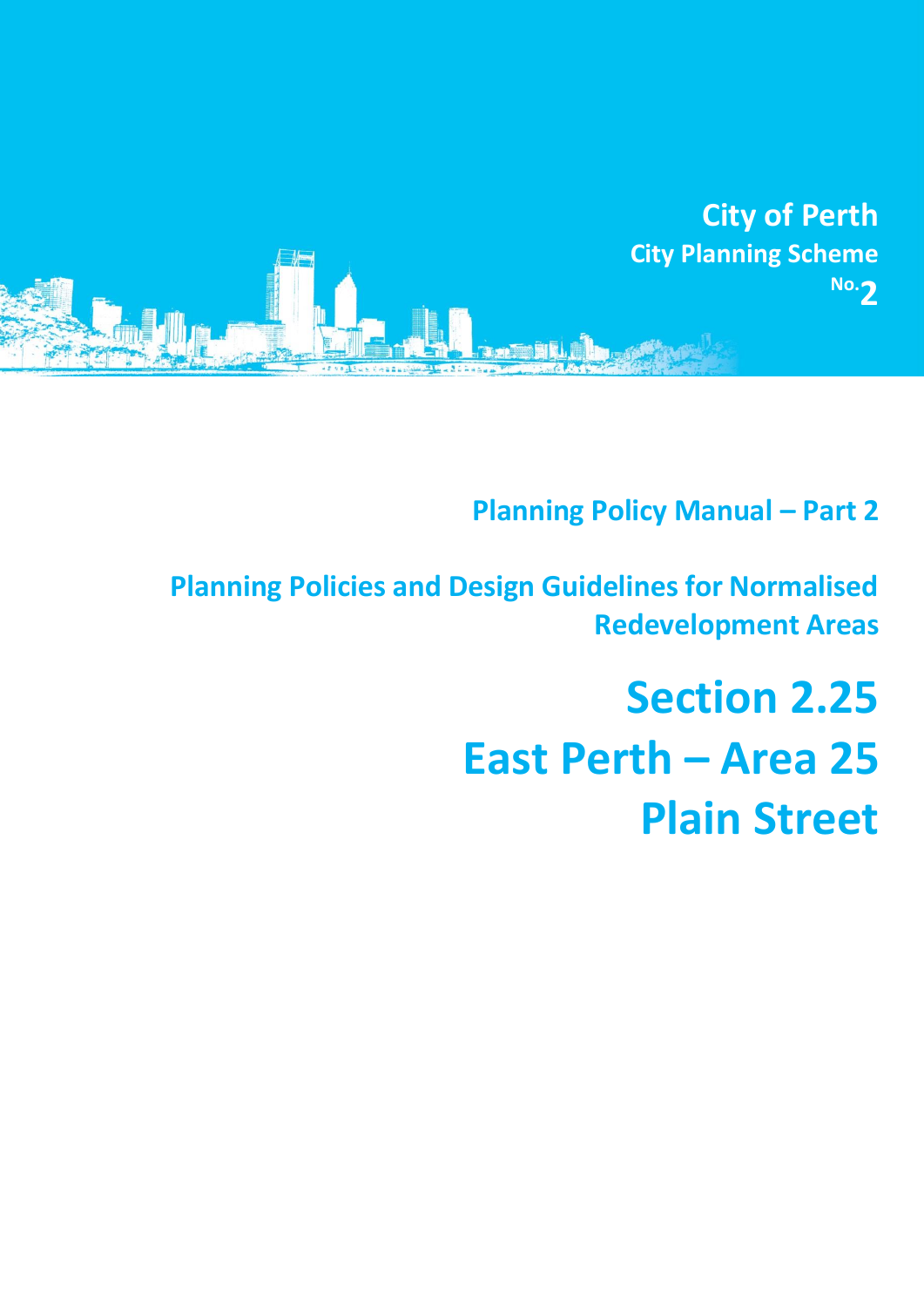**City of Perth**

**City Planning Scheme No.2**

## Planning Policy Manual – Part 2

## Planning Policies and Design Guidelines for Normalised Redevelopment Areas

# Section 2.25
# East Perth – Area 25
# Plain Street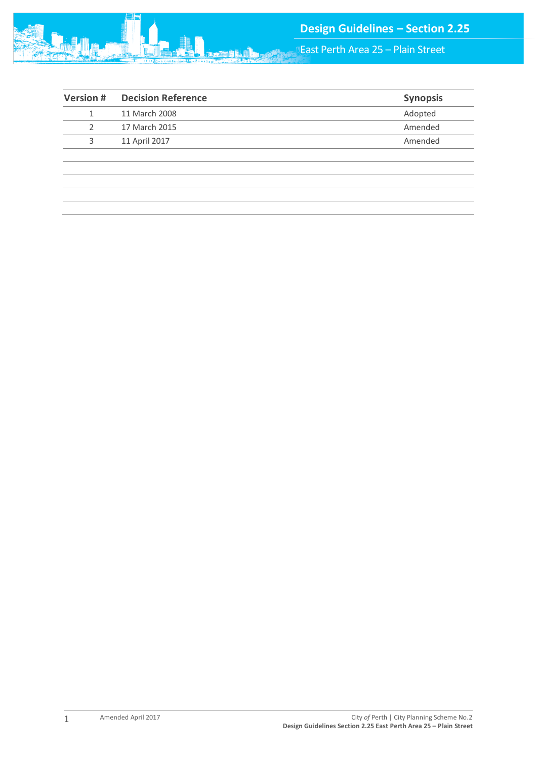| Version # | Decision Reference | Synopsis |
|---|---|---|
| 1 | 11 March 2008 | Adopted |
| 2 | 17 March 2015 | Amended |
| 3 | 11 April 2017 | Amended |
| | | |
| | | |
| | | |
| | | |
| | | |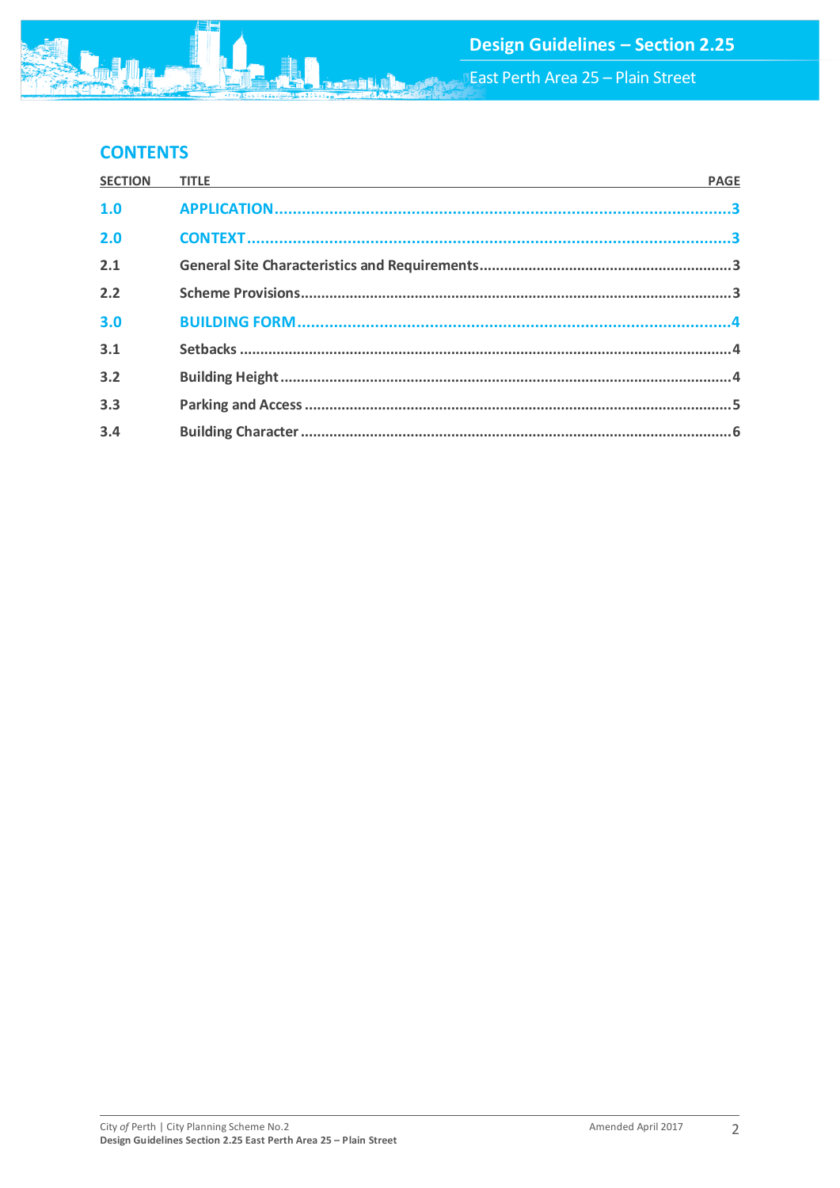## CONTENTS

| SECTION | TITLE | PAGE |
| --- | --- | --- |
| **1.0** | **APPLICATION** | **3** |
| **2.0** | **CONTEXT** | **3** |
| 2.1 | General Site Characteristics and Requirements | 3 |
| 2.2 | Scheme Provisions | 3 |
| **3.0** | **BUILDING FORM** | **4** |
| 3.1 | Setbacks | 4 |
| 3.2 | Building Height | 4 |
| 3.3 | Parking and Access | 5 |
| 3.4 | Building Character | 6 |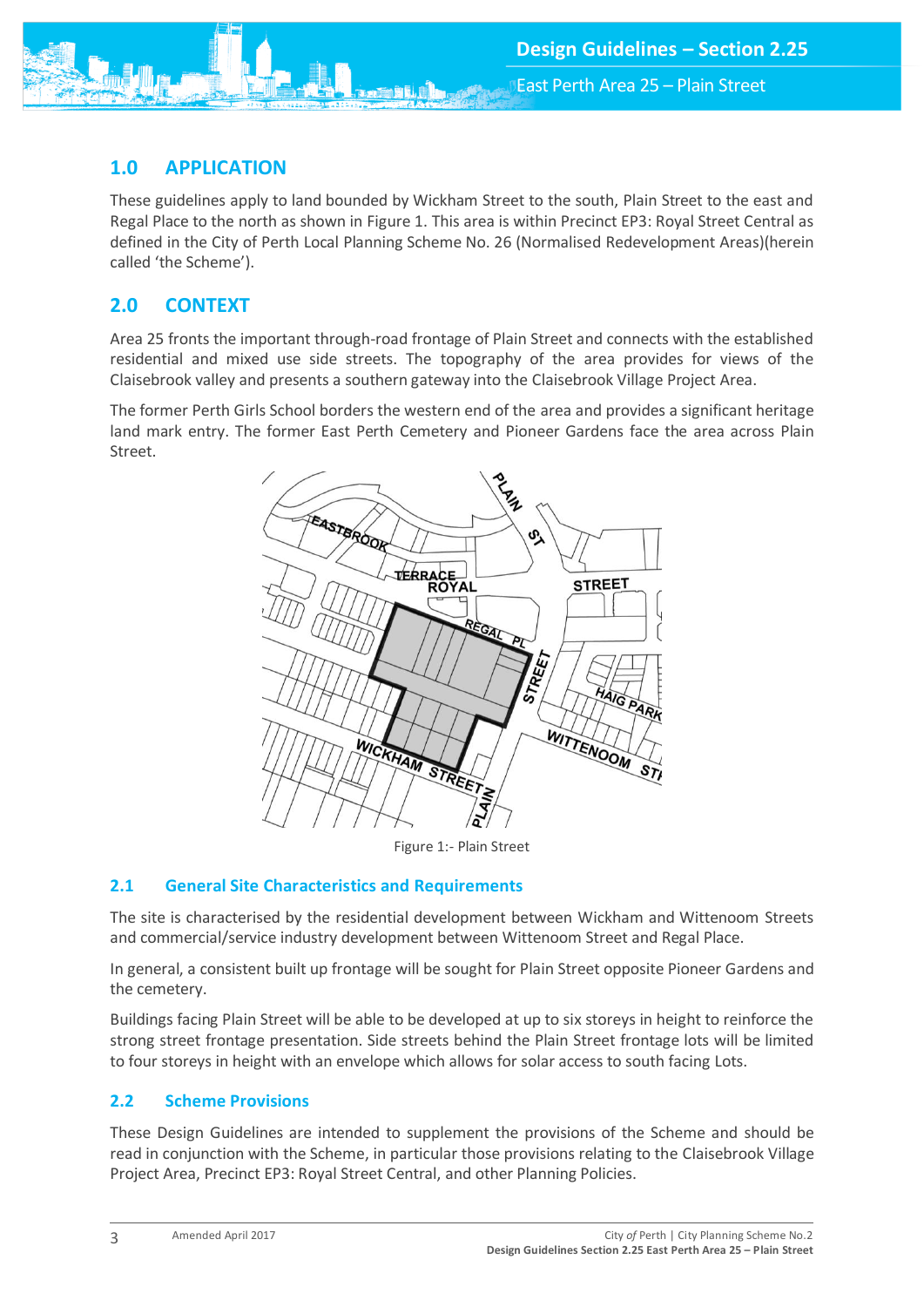## 1.0 APPLICATION

These guidelines apply to land bounded by Wickham Street to the south, Plain Street to the east and Regal Place to the north as shown in Figure 1. This area is within Precinct EP3: Royal Street Central as defined in the City of Perth Local Planning Scheme No. 26 (Normalised Redevelopment Areas)(herein called 'the Scheme').

## 2.0 CONTEXT

Area 25 fronts the important through-road frontage of Plain Street and connects with the established residential and mixed use side streets. The topography of the area provides for views of the Claisebrook valley and presents a southern gateway into the Claisebrook Village Project Area.

The former Perth Girls School borders the western end of the area and provides a significant heritage land mark entry. The former East Perth Cemetery and Pioneer Gardens face the area across Plain Street.

Figure 1:- Plain Street

### 2.1 General Site Characteristics and Requirements

The site is characterised by the residential development between Wickham and Wittenoom Streets and commercial/service industry development between Wittenoom Street and Regal Place.

In general, a consistent built up frontage will be sought for Plain Street opposite Pioneer Gardens and the cemetery.

Buildings facing Plain Street will be able to be developed at up to six storeys in height to reinforce the strong street frontage presentation. Side streets behind the Plain Street frontage lots will be limited to four storeys in height with an envelope which allows for solar access to south facing Lots.

### 2.2 Scheme Provisions

These Design Guidelines are intended to supplement the provisions of the Scheme and should be read in conjunction with the Scheme, in particular those provisions relating to the Claisebrook Village Project Area, Precinct EP3: Royal Street Central, and other Planning Policies.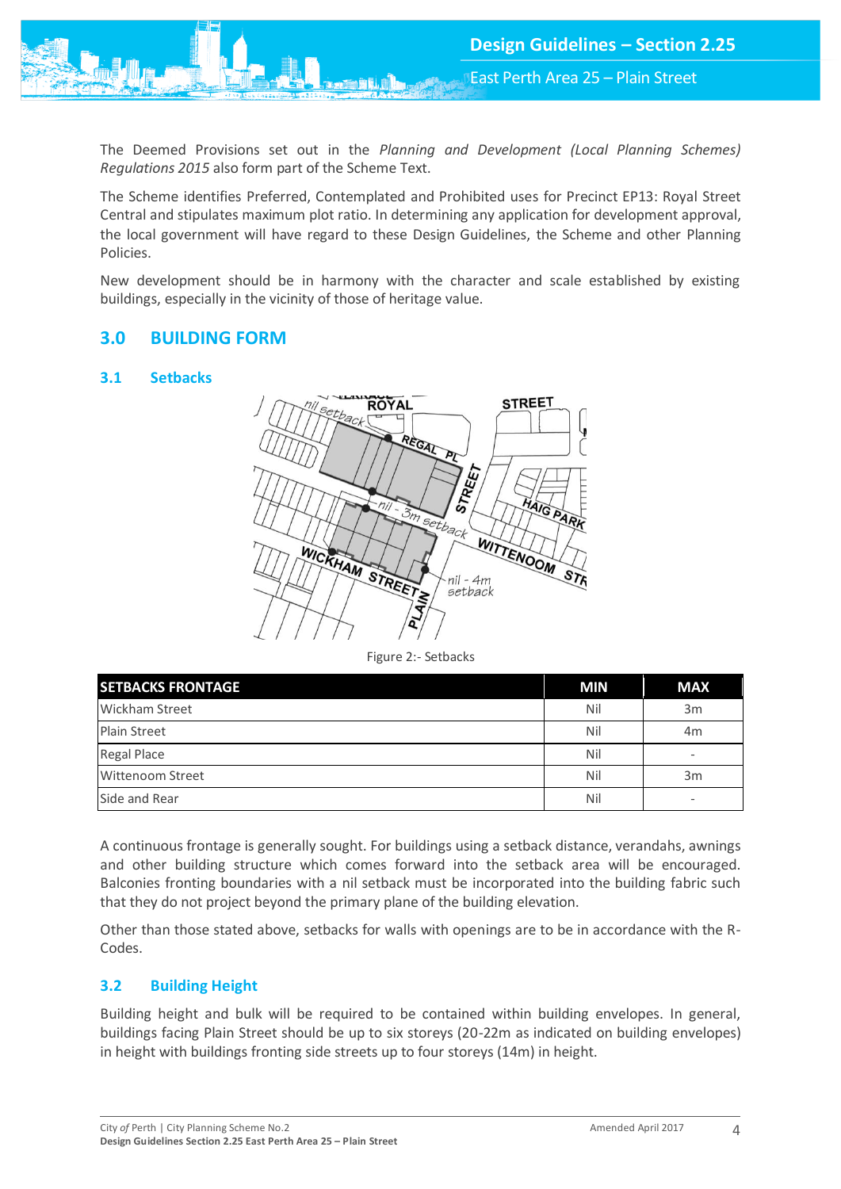The Deemed Provisions set out in the *Planning and Development (Local Planning Schemes) Regulations 2015* also form part of the Scheme Text.

The Scheme identifies Preferred, Contemplated and Prohibited uses for Precinct EP13: Royal Street Central and stipulates maximum plot ratio. In determining any application for development approval, the local government will have regard to these Design Guidelines, the Scheme and other Planning Policies.

New development should be in harmony with the character and scale established by existing buildings, especially in the vicinity of those of heritage value.

## 3.0 BUILDING FORM

### 3.1 Setbacks

Figure 2:- Setbacks

| SETBACKS FRONTAGE | MIN | MAX |
|---|---|---|
| Wickham Street | Nil | 3m |
| Plain Street | Nil | 4m |
| Regal Place | Nil | - |
| Wittenoom Street | Nil | 3m |
| Side and Rear | Nil | - |

A continuous frontage is generally sought. For buildings using a setback distance, verandahs, awnings and other building structure which comes forward into the setback area will be encouraged. Balconies fronting boundaries with a nil setback must be incorporated into the building fabric such that they do not project beyond the primary plane of the building elevation.

Other than those stated above, setbacks for walls with openings are to be in accordance with the R-Codes.

### 3.2 Building Height

Building height and bulk will be required to be contained within building envelopes. In general, buildings facing Plain Street should be up to six storeys (20-22m as indicated on building envelopes) in height with buildings fronting side streets up to four storeys (14m) in height.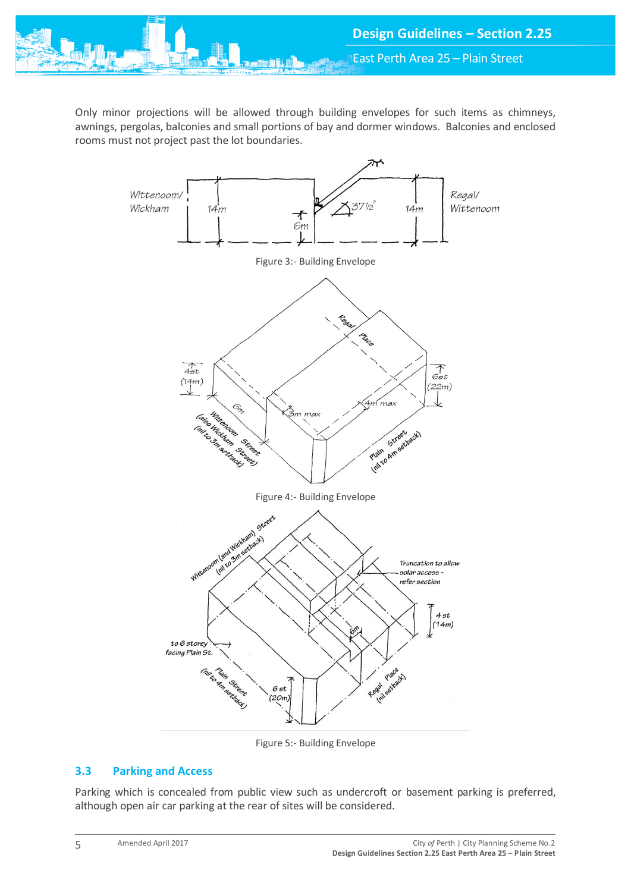Only minor projections will be allowed through building envelopes for such items as chimneys, awnings, pergolas, balconies and small portions of bay and dormer windows. Balconies and enclosed rooms must not project past the lot boundaries.

Figure 3:- Building Envelope

Figure 4:- Building Envelope

Figure 5:- Building Envelope

### 3.3 Parking and Access

Parking which is concealed from public view such as undercroft or basement parking is preferred, although open air car parking at the rear of sites will be considered.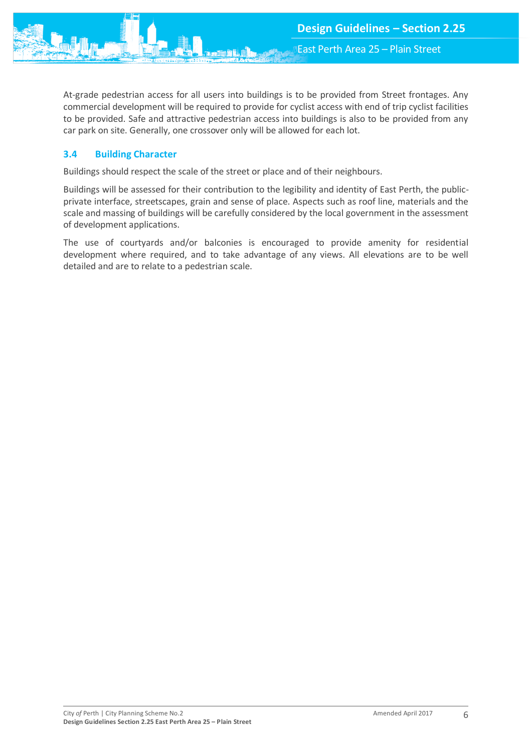At-grade pedestrian access for all users into buildings is to be provided from Street frontages. Any commercial development will be required to provide for cyclist access with end of trip cyclist facilities to be provided. Safe and attractive pedestrian access into buildings is also to be provided from any car park on site. Generally, one crossover only will be allowed for each lot.

### 3.4 Building Character

Buildings should respect the scale of the street or place and of their neighbours.

Buildings will be assessed for their contribution to the legibility and identity of East Perth, the public-private interface, streetscapes, grain and sense of place. Aspects such as roof line, materials and the scale and massing of buildings will be carefully considered by the local government in the assessment of development applications.

The use of courtyards and/or balconies is encouraged to provide amenity for residential development where required, and to take advantage of any views. All elevations are to be well detailed and are to relate to a pedestrian scale.